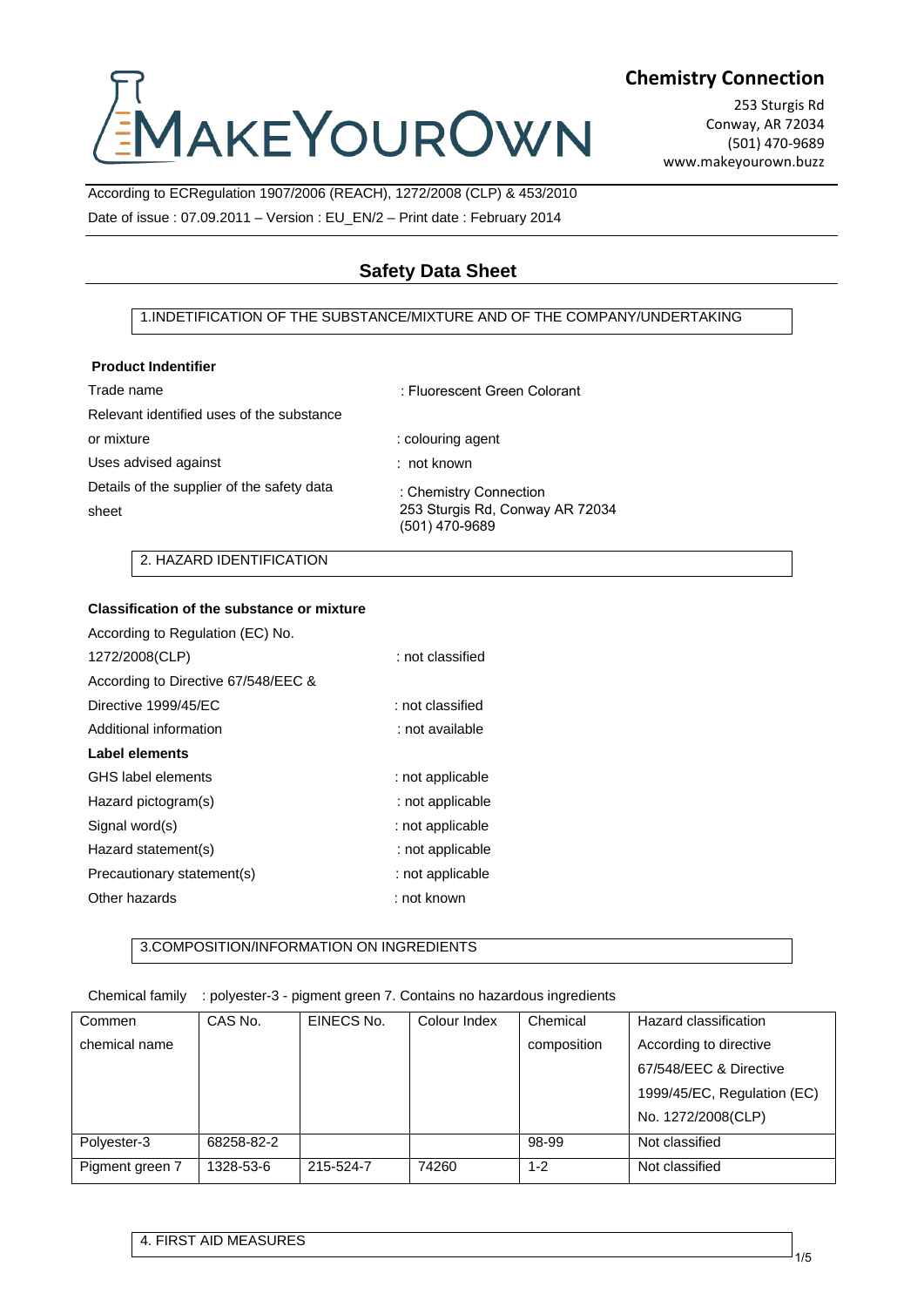MAKEYOUROWN

**Chemistry Connection**

253 Sturgis Rd
Conway, AR 72034
(501) 470-9689
www.makeyourown.buzz

According to ECRegulation 1907/2006 (REACH), 1272/2008 (CLP) & 453/2010

Date of issue : 07.09.2011 – Version : EU_EN/2 – Print date : February 2014

# Safety Data Sheet

## 1.INDETIFICATION OF THE SUBSTANCE/MIXTURE AND OF THE COMPANY/UNDERTAKING

**Product Indentifier**

| | |
|---|---|
| Trade name | : Fluorescent Green Colorant |
| Relevant identified uses of the substance or mixture | : colouring agent |
| Uses advised against | : not known |
| Details of the supplier of the safety data sheet | : Chemistry Connection<br>253 Sturgis Rd, Conway AR 72034<br>(501) 470-9689 |

## 2. HAZARD IDENTIFICATION

**Classification of the substance or mixture**

| | |
|---|---|
| According to Regulation (EC) No. 1272/2008(CLP) | : not classified |
| According to Directive 67/548/EEC & Directive 1999/45/EC | : not classified |
| Additional information | : not available |

**Label elements**

| | |
|---|---|
| GHS label elements | : not applicable |
| Hazard pictogram(s) | : not applicable |
| Signal word(s) | : not applicable |
| Hazard statement(s) | : not applicable |
| Precautionary statement(s) | : not applicable |
| Other hazards | : not known |

## 3.COMPOSITION/INFORMATION ON INGREDIENTS

Chemical family : polyester-3 - pigment green 7. Contains no hazardous ingredients

| Commen chemical name | CAS No. | EINECS No. | Colour Index | Chemical composition | Hazard classification According to directive 67/548/EEC & Directive 1999/45/EC, Regulation (EC) No. 1272/2008(CLP) |
|---|---|---|---|---|---|
| Polyester-3 | 68258-82-2 | | | 98-99 | Not classified |
| Pigment green 7 | 1328-53-6 | 215-524-7 | 74260 | 1-2 | Not classified |

## 4. FIRST AID MEASURES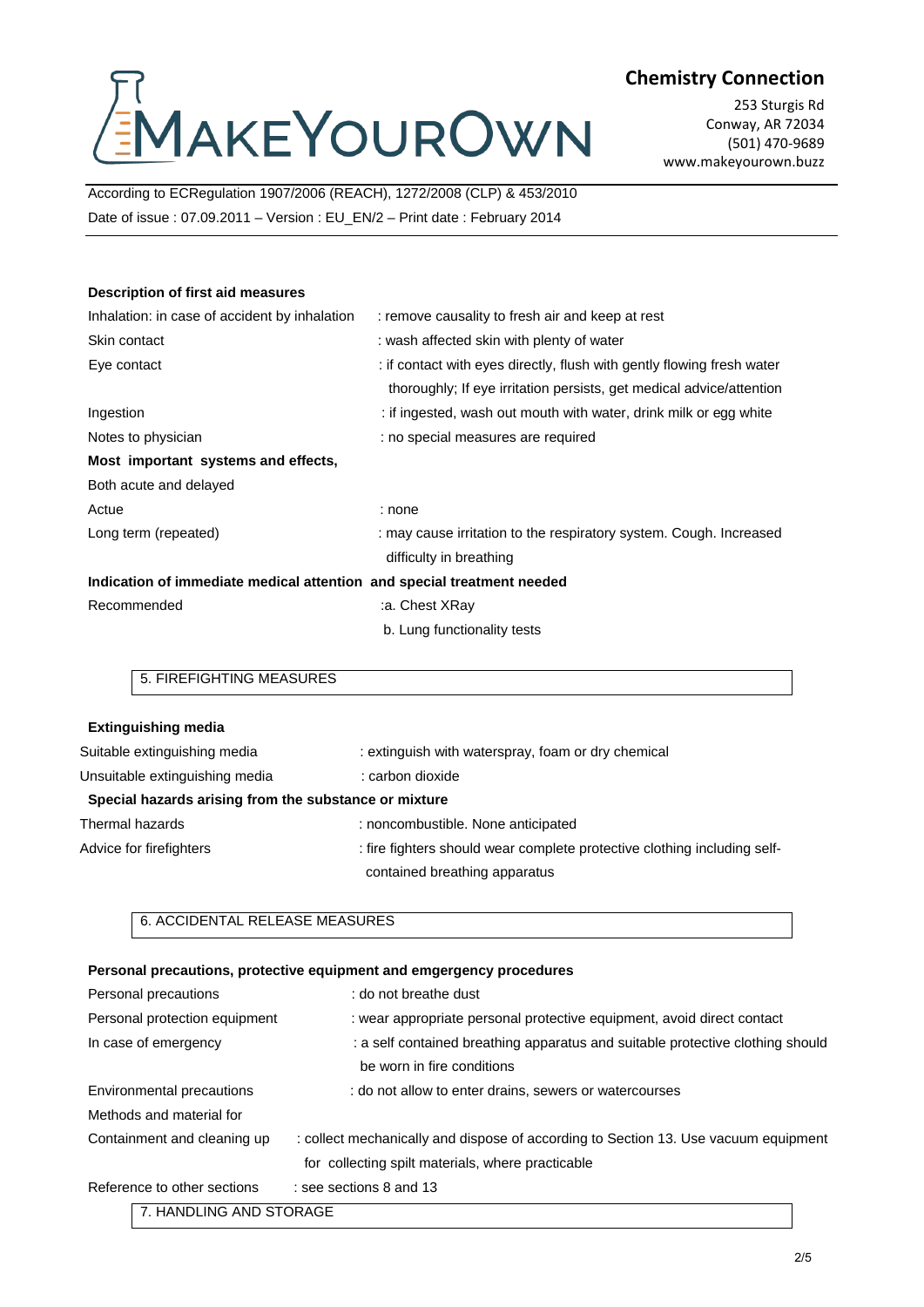**Chemistry Connection**

253 Sturgis Rd
Conway, AR 72034
(501) 470-9689
www.makeyourown.buzz

According to ECRegulation 1907/2006 (REACH), 1272/2008 (CLP) & 453/2010

Date of issue : 07.09.2011 – Version : EU_EN/2 – Print date : February 2014

**Description of first aid measures**

| | |
|---|---|
| Inhalation: in case of accident by inhalation | : remove causality to fresh air and keep at rest |
| Skin contact | : wash affected skin with plenty of water |
| Eye contact | : if contact with eyes directly, flush with gently flowing fresh water thoroughly; If eye irritation persists, get medical advice/attention |
| Ingestion | : if ingested, wash out mouth with water, drink milk or egg white |
| Notes to physician | : no special measures are required |

**Most important systems and effects,**

Both acute and delayed

| | |
|---|---|
| Actue | : none |
| Long term (repeated) | : may cause irritation to the respiratory system. Cough. Increased difficulty in breathing |

**Indication of immediate medical attention and special treatment needed**

| | |
|---|---|
| Recommended | :a. Chest XRay<br>b. Lung functionality tests |

## 5. FIREFIGHTING MEASURES

**Extinguishing media**

| | |
|---|---|
| Suitable extinguishing media | : extinguish with waterspray, foam or dry chemical |
| Unsuitable extinguishing media | : carbon dioxide |

**Special hazards arising from the substance or mixture**

| | |
|---|---|
| Thermal hazards | : noncombustible. None anticipated |
| Advice for firefighters | : fire fighters should wear complete protective clothing including self-contained breathing apparatus |

## 6. ACCIDENTAL RELEASE MEASURES

**Personal precautions, protective equipment and emgergency procedures**

| | |
|---|---|
| Personal precautions | : do not breathe dust |
| Personal protection equipment | : wear appropriate personal protective equipment, avoid direct contact |
| In case of emergency | : a self contained breathing apparatus and suitable protective clothing should be worn in fire conditions |
| Environmental precautions | : do not allow to enter drains, sewers or watercourses |
| Methods and material for Containment and cleaning up | : collect mechanically and dispose of according to Section 13. Use vacuum equipment for collecting spilt materials, where practicable |
| Reference to other sections | : see sections 8 and 13 |

## 7. HANDLING AND STORAGE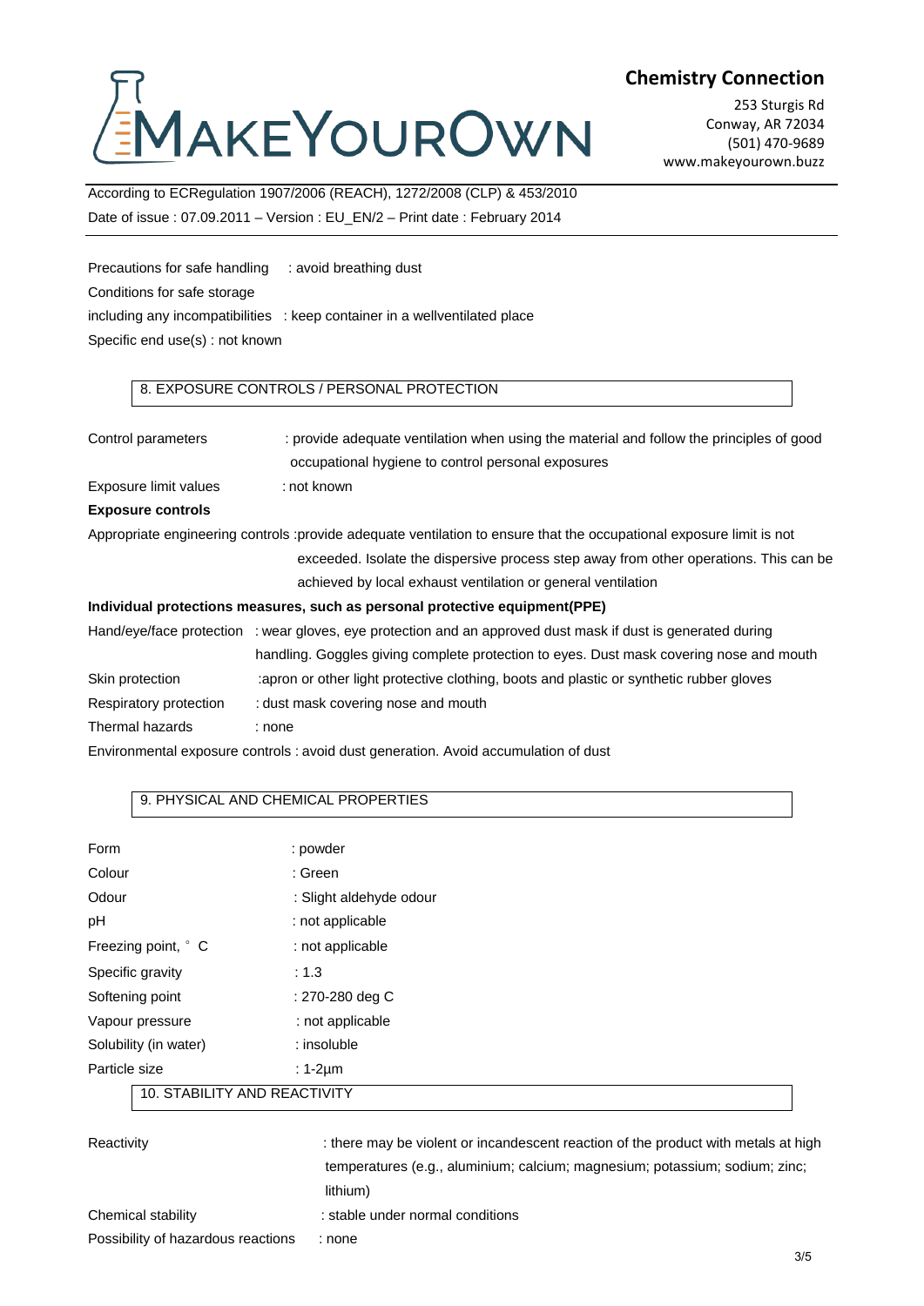According to ECRegulation 1907/2006 (REACH), 1272/2008 (CLP) & 453/2010

Date of issue : 07.09.2011 – Version : EU_EN/2 – Print date : February 2014

Precautions for safe handling : avoid breathing dust

Conditions for safe storage

including any incompatibilities : keep container in a wellventilated place

Specific end use(s) : not known

## 8. EXPOSURE CONTROLS / PERSONAL PROTECTION

Control parameters : provide adequate ventilation when using the material and follow the principles of good occupational hygiene to control personal exposures

Exposure limit values : not known

**Exposure controls**

Appropriate engineering controls :provide adequate ventilation to ensure that the occupational exposure limit is not exceeded. Isolate the dispersive process step away from other operations. This can be achieved by local exhaust ventilation or general ventilation

**Individual protections measures, such as personal protective equipment(PPE)**

Hand/eye/face protection : wear gloves, eye protection and an approved dust mask if dust is generated during handling. Goggles giving complete protection to eyes. Dust mask covering nose and mouth

Skin protection :apron or other light protective clothing, boots and plastic or synthetic rubber gloves

Respiratory protection : dust mask covering nose and mouth

Thermal hazards : none

Environmental exposure controls : avoid dust generation. Avoid accumulation of dust

## 9. PHYSICAL AND CHEMICAL PROPERTIES

| | |
|---|---|
| Form | : powder |
| Colour | : Green |
| Odour | : Slight aldehyde odour |
| pH | : not applicable |
| Freezing point, ° C | : not applicable |
| Specific gravity | : 1.3 |
| Softening point | : 270-280 deg C |
| Vapour pressure | : not applicable |
| Solubility (in water) | : insoluble |
| Particle size | : 1-2µm |

## 10. STABILITY AND REACTIVITY

Reactivity : there may be violent or incandescent reaction of the product with metals at high temperatures (e.g., aluminium; calcium; magnesium; potassium; sodium; zinc; lithium)

Chemical stability : stable under normal conditions

Possibility of hazardous reactions : none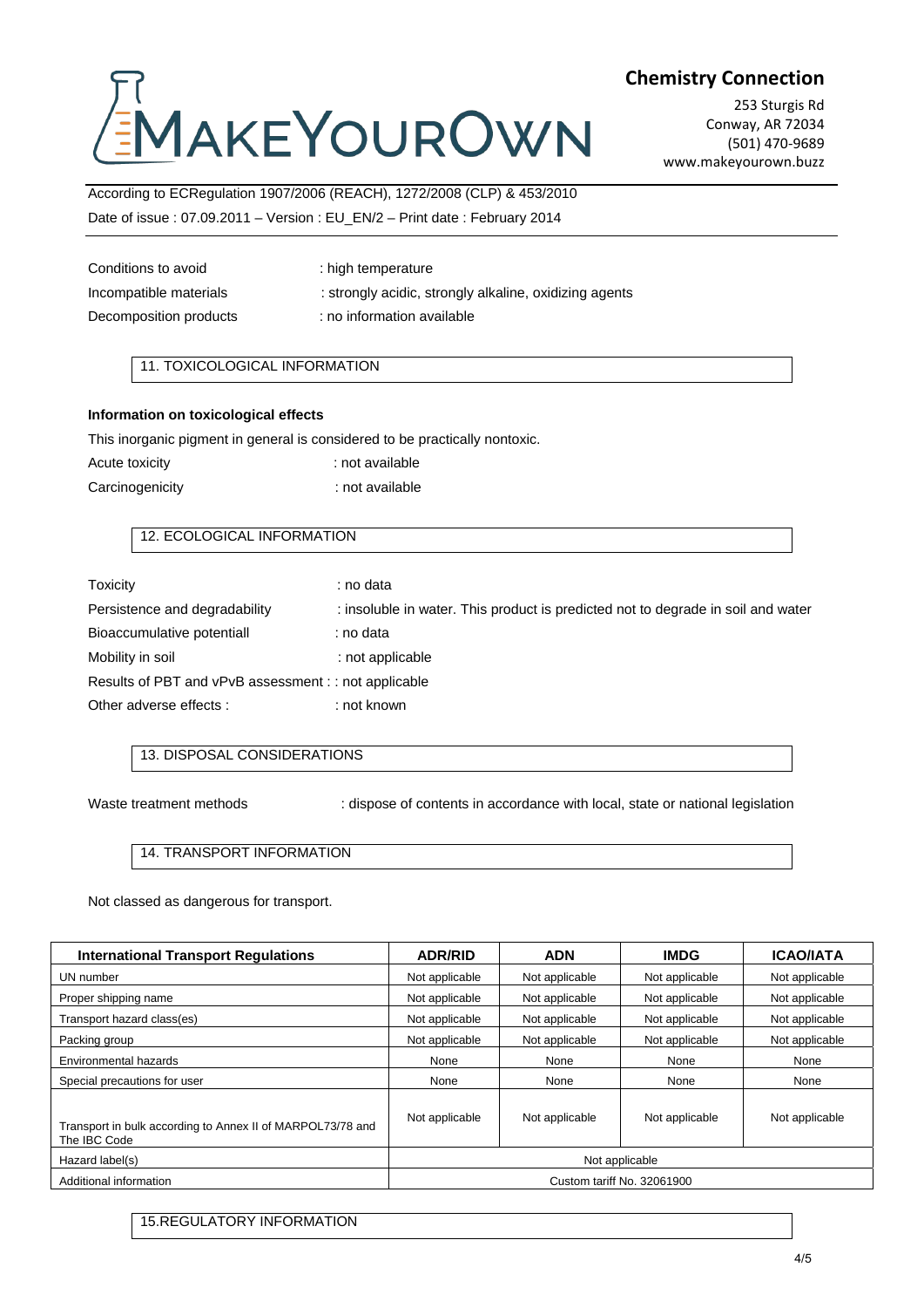Conditions to avoid : high temperature

Incompatible materials : strongly acidic, strongly alkaline, oxidizing agents

Decomposition products : no information available

## 11. TOXICOLOGICAL INFORMATION

**Information on toxicological effects**

This inorganic pigment in general is considered to be practically nontoxic.

Acute toxicity : not available

Carcinogenicity : not available

## 12. ECOLOGICAL INFORMATION

Toxicity : no data

Persistence and degradability : insoluble in water. This product is predicted not to degrade in soil and water

Bioaccumulative potentiall : no data

Mobility in soil : not applicable

Results of PBT and vPvB assessment : : not applicable

Other adverse effects : : not known

## 13. DISPOSAL CONSIDERATIONS

Waste treatment methods : dispose of contents in accordance with local, state or national legislation

## 14. TRANSPORT INFORMATION

Not classed as dangerous for transport.

| International Transport Regulations | ADR/RID | ADN | IMDG | ICAO/IATA |
|---|---|---|---|---|
| UN number | Not applicable | Not applicable | Not applicable | Not applicable |
| Proper shipping name | Not applicable | Not applicable | Not applicable | Not applicable |
| Transport hazard class(es) | Not applicable | Not applicable | Not applicable | Not applicable |
| Packing group | Not applicable | Not applicable | Not applicable | Not applicable |
| Environmental hazards | None | None | None | None |
| Special precautions for user | None | None | None | None |
| Transport in bulk according to Annex II of MARPOL73/78 and The IBC Code | Not applicable | Not applicable | Not applicable | Not applicable |
| Hazard label(s) | Not applicable | | | |
| Additional information | Custom tariff No. 32061900 | | | |

## 15.REGULATORY INFORMATION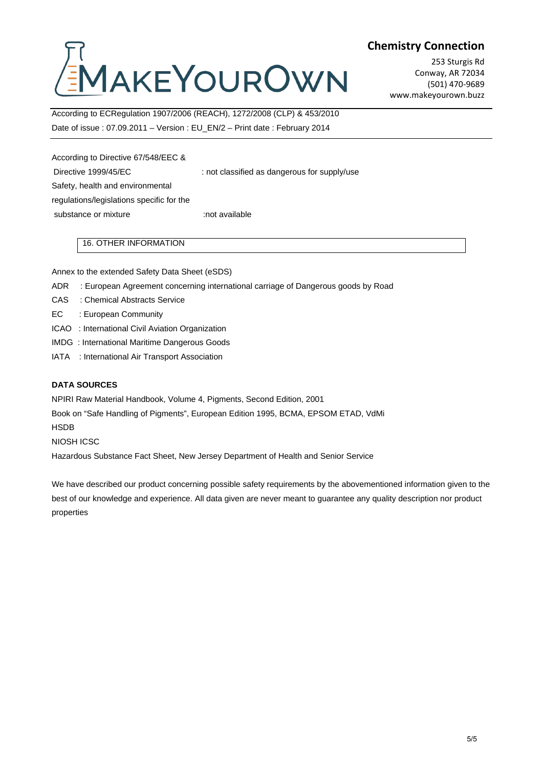According to ECRegulation 1907/2006 (REACH), 1272/2008 (CLP) & 453/2010

Date of issue : 07.09.2011 – Version : EU_EN/2 – Print date : February 2014

| | |
|---|---|
| According to Directive 67/548/EEC & Directive 1999/45/EC | : not classified as dangerous for supply/use |
| Safety, health and environmental regulations/legislations specific for the substance or mixture | :not available |

## 16. OTHER INFORMATION

Annex to the extended Safety Data Sheet (eSDS)

ADR : European Agreement concerning international carriage of Dangerous goods by Road
CAS : Chemical Abstracts Service
EC : European Community
ICAO : International Civil Aviation Organization
IMDG : International Maritime Dangerous Goods
IATA : International Air Transport Association

**DATA SOURCES**

NPIRI Raw Material Handbook, Volume 4, Pigments, Second Edition, 2001
Book on “Safe Handling of Pigments”, European Edition 1995, BCMA, EPSOM ETAD, VdMi
HSDB
NIOSH ICSC
Hazardous Substance Fact Sheet, New Jersey Department of Health and Senior Service

We have described our product concerning possible safety requirements by the abovementioned information given to the best of our knowledge and experience. All data given are never meant to guarantee any quality description nor product properties